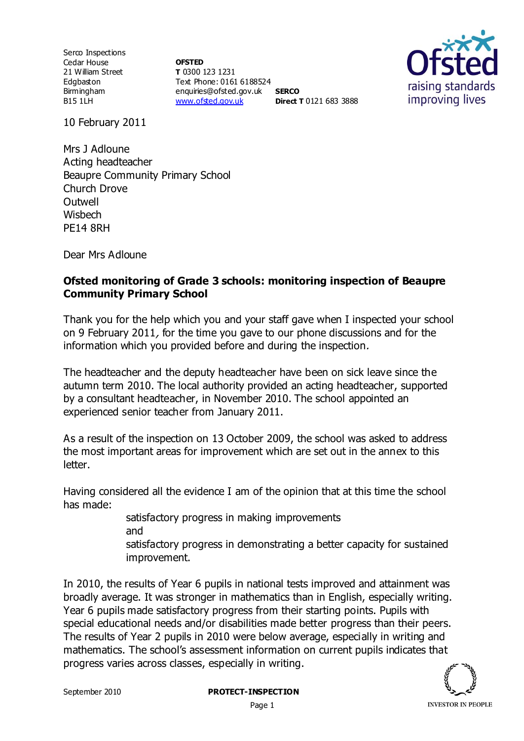Serco Inspections
Cedar House
21 William Street
Edgbaston
Birmingham
B15 1LH

**OFSTED**
**T** 0300 123 1231
Text Phone: 0161 6188524
enquiries@ofsted.gov.uk
www.ofsted.gov.uk

**SERCO**
**Direct T** 0121 683 3888

10 February 2011

Mrs J Adloune
Acting headteacher
Beaupre Community Primary School
Church Drove
Outwell
Wisbech
PE14 8RH

Dear Mrs Adloune

**Ofsted monitoring of Grade 3 schools: monitoring inspection of Beaupre Community Primary School**

Thank you for the help which you and your staff gave when I inspected your school on 9 February 2011, for the time you gave to our phone discussions and for the information which you provided before and during the inspection.

The headteacher and the deputy headteacher have been on sick leave since the autumn term 2010. The local authority provided an acting headteacher, supported by a consultant headteacher, in November 2010. The school appointed an experienced senior teacher from January 2011.

As a result of the inspection on 13 October 2009, the school was asked to address the most important areas for improvement which are set out in the annex to this letter.

Having considered all the evidence I am of the opinion that at this time the school has made:

satisfactory progress in making improvements
and
satisfactory progress in demonstrating a better capacity for sustained improvement.

In 2010, the results of Year 6 pupils in national tests improved and attainment was broadly average. It was stronger in mathematics than in English, especially writing. Year 6 pupils made satisfactory progress from their starting points. Pupils with special educational needs and/or disabilities made better progress than their peers. The results of Year 2 pupils in 2010 were below average, especially in writing and mathematics. The school's assessment information on current pupils indicates that progress varies across classes, especially in writing.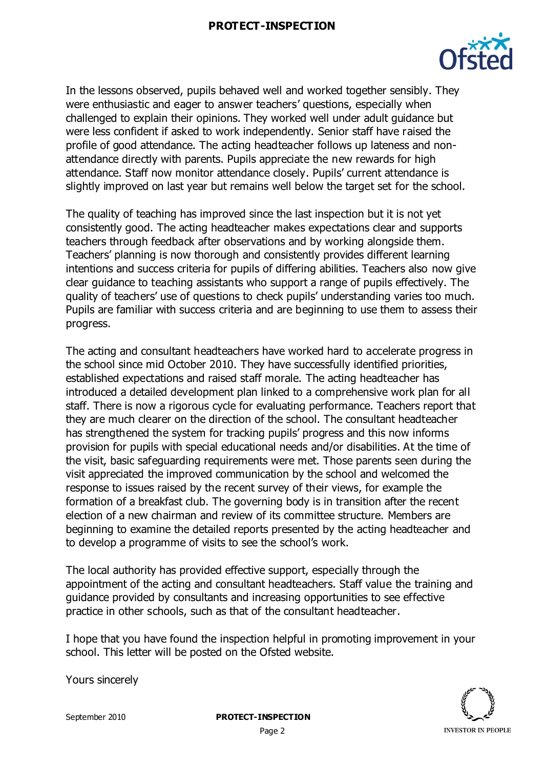In the lessons observed, pupils behaved well and worked together sensibly. They were enthusiastic and eager to answer teachers' questions, especially when challenged to explain their opinions. They worked well under adult guidance but were less confident if asked to work independently. Senior staff have raised the profile of good attendance. The acting headteacher follows up lateness and non-attendance directly with parents. Pupils appreciate the new rewards for high attendance. Staff now monitor attendance closely. Pupils' current attendance is slightly improved on last year but remains well below the target set for the school.

The quality of teaching has improved since the last inspection but it is not yet consistently good. The acting headteacher makes expectations clear and supports teachers through feedback after observations and by working alongside them. Teachers' planning is now thorough and consistently provides different learning intentions and success criteria for pupils of differing abilities. Teachers also now give clear guidance to teaching assistants who support a range of pupils effectively. The quality of teachers' use of questions to check pupils' understanding varies too much. Pupils are familiar with success criteria and are beginning to use them to assess their progress.

The acting and consultant headteachers have worked hard to accelerate progress in the school since mid October 2010. They have successfully identified priorities, established expectations and raised staff morale. The acting headteacher has introduced a detailed development plan linked to a comprehensive work plan for all staff. There is now a rigorous cycle for evaluating performance. Teachers report that they are much clearer on the direction of the school. The consultant headteacher has strengthened the system for tracking pupils' progress and this now informs provision for pupils with special educational needs and/or disabilities. At the time of the visit, basic safeguarding requirements were met. Those parents seen during the visit appreciated the improved communication by the school and welcomed the response to issues raised by the recent survey of their views, for example the formation of a breakfast club. The governing body is in transition after the recent election of a new chairman and review of its committee structure. Members are beginning to examine the detailed reports presented by the acting headteacher and to develop a programme of visits to see the school's work.

The local authority has provided effective support, especially through the appointment of the acting and consultant headteachers. Staff value the training and guidance provided by consultants and increasing opportunities to see effective practice in other schools, such as that of the consultant headteacher.

I hope that you have found the inspection helpful in promoting improvement in your school. This letter will be posted on the Ofsted website.

Yours sincerely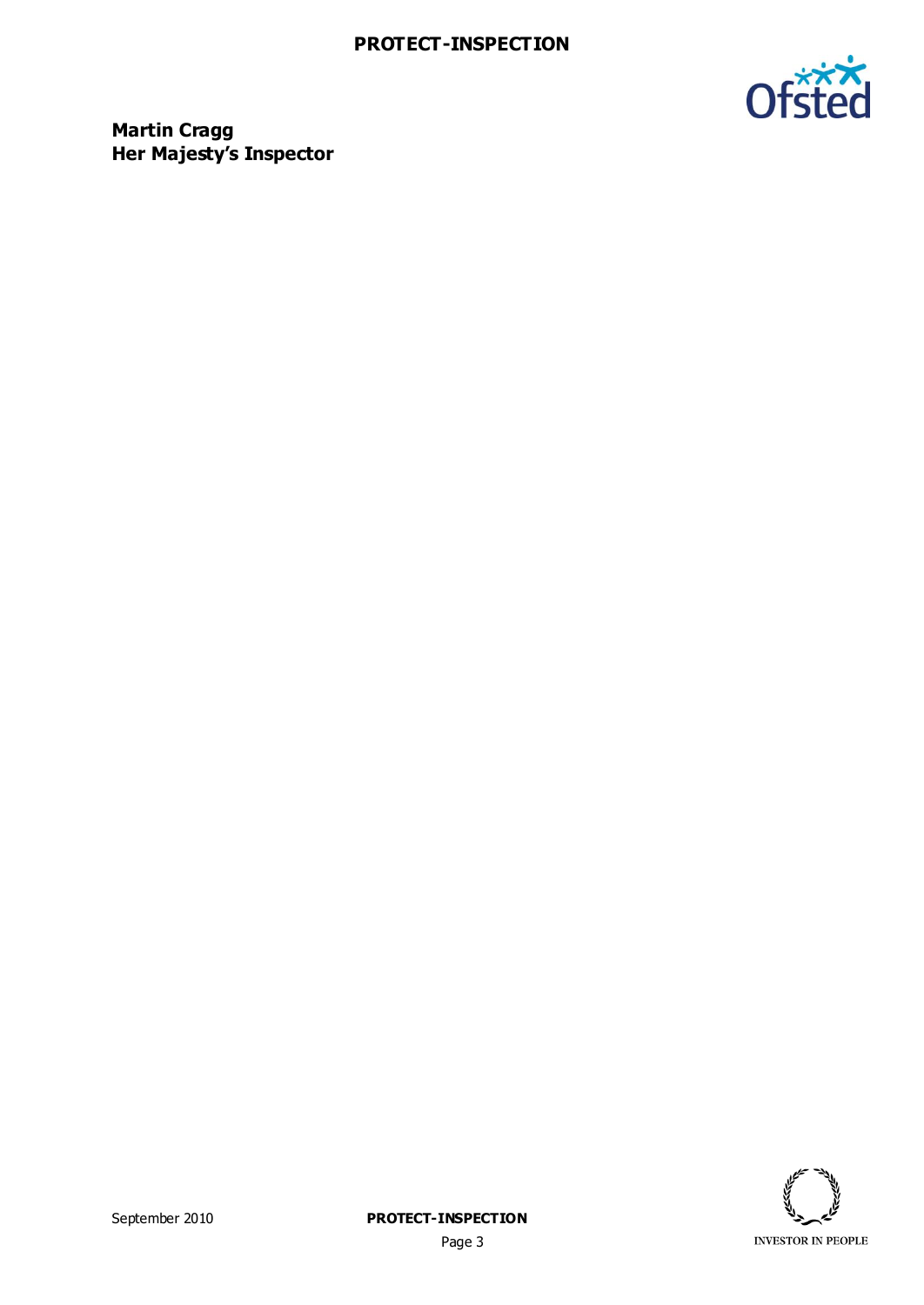**Martin Cragg**
**Her Majesty's Inspector**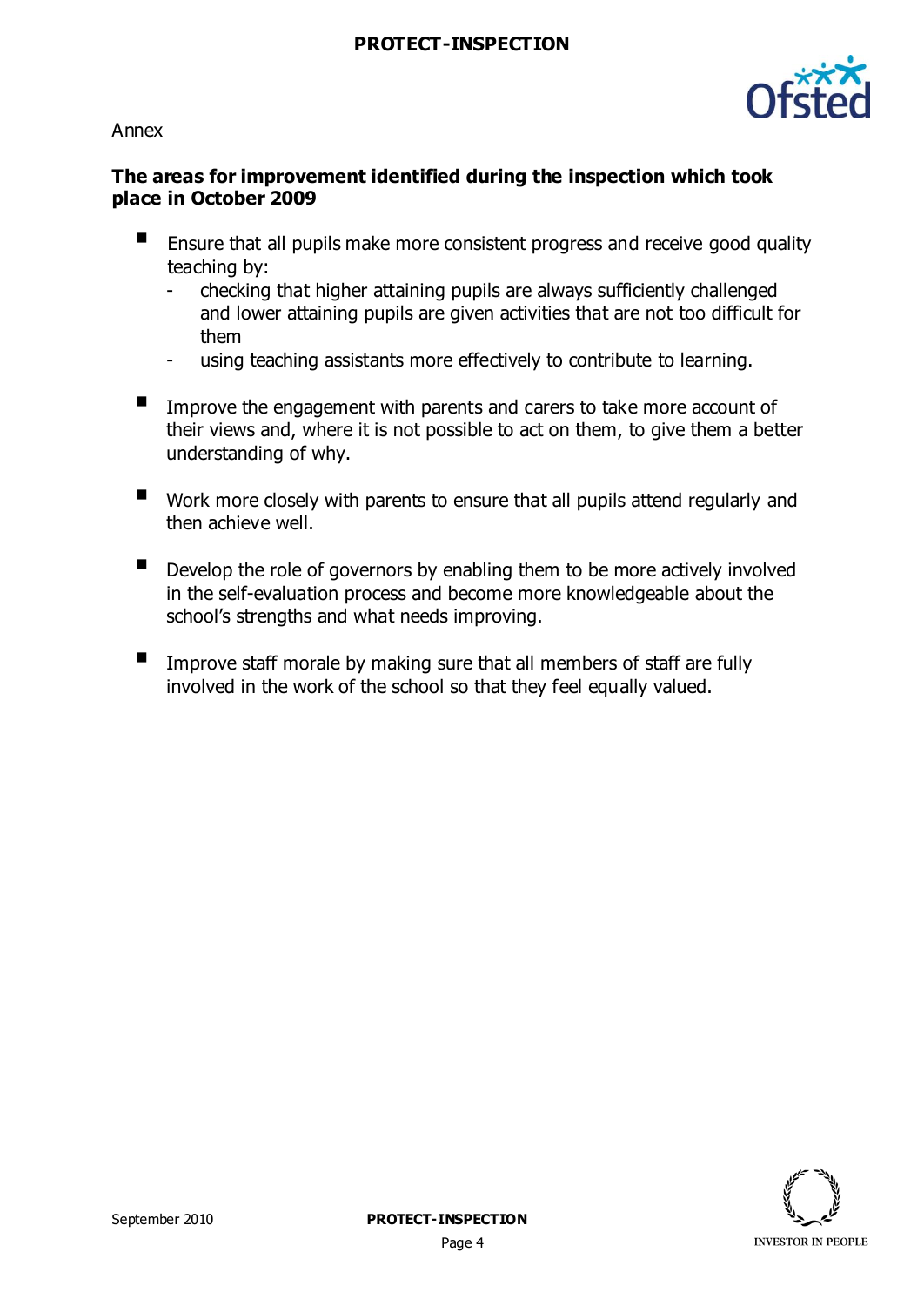Annex

## The areas for improvement identified during the inspection which took place in October 2009

- Ensure that all pupils make more consistent progress and receive good quality teaching by:
  - checking that higher attaining pupils are always sufficiently challenged and lower attaining pupils are given activities that are not too difficult for them
  - using teaching assistants more effectively to contribute to learning.
- Improve the engagement with parents and carers to take more account of their views and, where it is not possible to act on them, to give them a better understanding of why.
- Work more closely with parents to ensure that all pupils attend regularly and then achieve well.
- Develop the role of governors by enabling them to be more actively involved in the self-evaluation process and become more knowledgeable about the school's strengths and what needs improving.
- Improve staff morale by making sure that all members of staff are fully involved in the work of the school so that they feel equally valued.